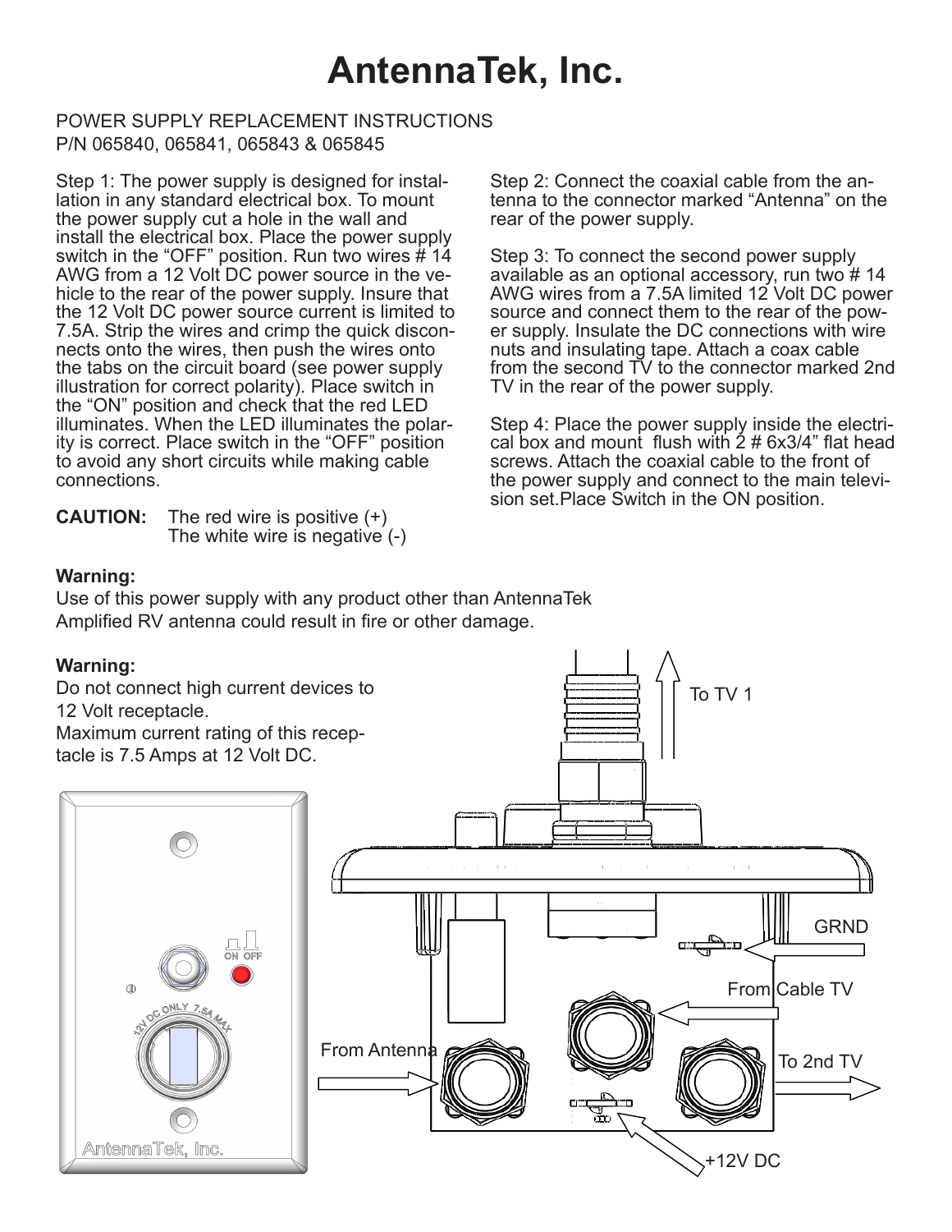# AntennaTek, Inc.

POWER SUPPLY REPLACEMENT INSTRUCTIONS
P/N 065840, 065841, 065843 & 065845

Step 1: The power supply is designed for installation in any standard electrical box. To mount the power supply cut a hole in the wall and install the electrical box. Place the power supply switch in the "OFF" position. Run two wires # 14 AWG from a 12 Volt DC power source in the vehicle to the rear of the power supply. Insure that the 12 Volt DC power source current is limited to 7.5A. Strip the wires and crimp the quick disconnects onto the wires, then push the wires onto the tabs on the circuit board (see power supply illustration for correct polarity). Place switch in the "ON" position and check that the red LED illuminates. When the LED illuminates the polarity is correct. Place switch in the "OFF" position to avoid any short circuits while making cable connections.

**CAUTION:** The red wire is positive (+)
The white wire is negative (-)

Step 2: Connect the coaxial cable from the antenna to the connector marked "Antenna" on the rear of the power supply.

Step 3: To connect the second power supply available as an optional accessory, run two # 14 AWG wires from a 7.5A limited 12 Volt DC power source and connect them to the rear of the power supply. Insulate the DC connections with wire nuts and insulating tape. Attach a coax cable from the second TV to the connector marked 2nd TV in the rear of the power supply.

Step 4: Place the power supply inside the electrical box and mount flush with 2 # 6x3/4" flat head screws. Attach the coaxial cable to the front of the power supply and connect to the main television set.Place Switch in the ON position.

**Warning:**
Use of this power supply with any product other than AntennaTek Amplified RV antenna could result in fire or other damage.

**Warning:**
Do not connect high current devices to 12 Volt receptacle.
Maximum current rating of this receptacle is 7.5 Amps at 12 Volt DC.

To TV 1

GRND

From Cable TV

From Antenna

To 2nd TV

+12V DC

ON OFF

12V DC ONLY 7.5A MAX

AntennaTek, Inc.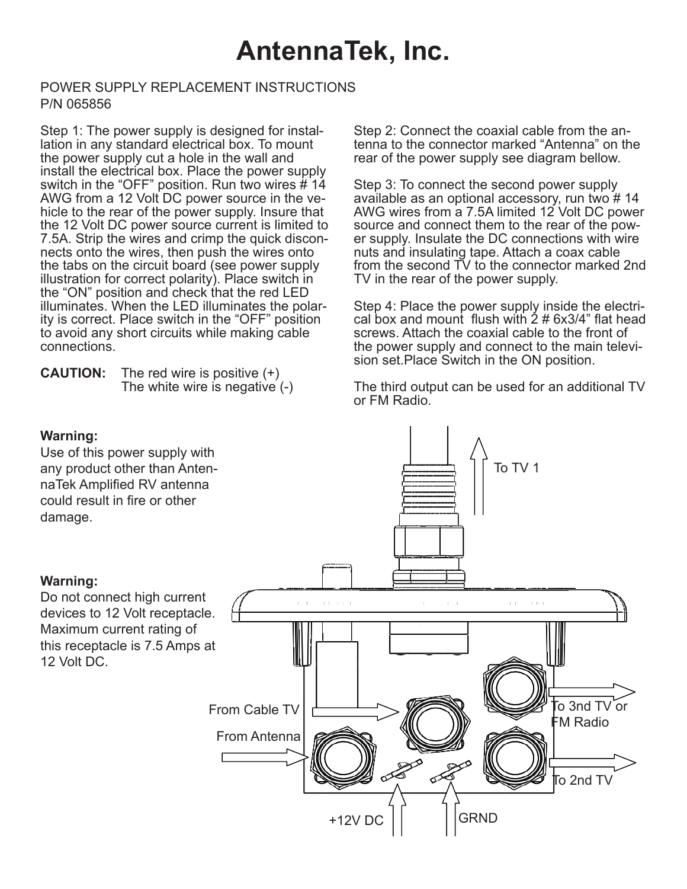# AntennaTek, Inc.

POWER SUPPLY REPLACEMENT INSTRUCTIONS
P/N 065856

Step 1: The power supply is designed for installation in any standard electrical box. To mount the power supply cut a hole in the wall and install the electrical box. Place the power supply switch in the "OFF" position. Run two wires # 14 AWG from a 12 Volt DC power source in the vehicle to the rear of the power supply. Insure that the 12 Volt DC power source current is limited to 7.5A. Strip the wires and crimp the quick disconnects onto the wires, then push the wires onto the tabs on the circuit board (see power supply illustration for correct polarity). Place switch in the "ON" position and check that the red LED illuminates. When the LED illuminates the polarity is correct. Place switch in the "OFF" position to avoid any short circuits while making cable connections.

**CAUTION:** The red wire is positive (+)
The white wire is negative (-)

Step 2: Connect the coaxial cable from the antenna to the connector marked "Antenna" on the rear of the power supply see diagram bellow.

Step 3: To connect the second power supply available as an optional accessory, run two # 14 AWG wires from a 7.5A limited 12 Volt DC power source and connect them to the rear of the power supply. Insulate the DC connections with wire nuts and insulating tape. Attach a coax cable from the second TV to the connector marked 2nd TV in the rear of the power supply.

Step 4: Place the power supply inside the electrical box and mount flush with 2 # 6x3/4" flat head screws. Attach the coaxial cable to the front of the power supply and connect to the main television set.Place Switch in the ON position.

The third output can be used for an additional TV or FM Radio.

**Warning:**
Use of this power supply with any product other than AntennaTek Amplified RV antenna could result in fire or other damage.

**Warning:**
Do not connect high current devices to 12 Volt receptacle. Maximum current rating of this receptacle is 7.5 Amps at 12 Volt DC.

To TV 1

From Cable TV

From Antenna

To 3nd TV or FM Radio

To 2nd TV

+12V DC

GRND